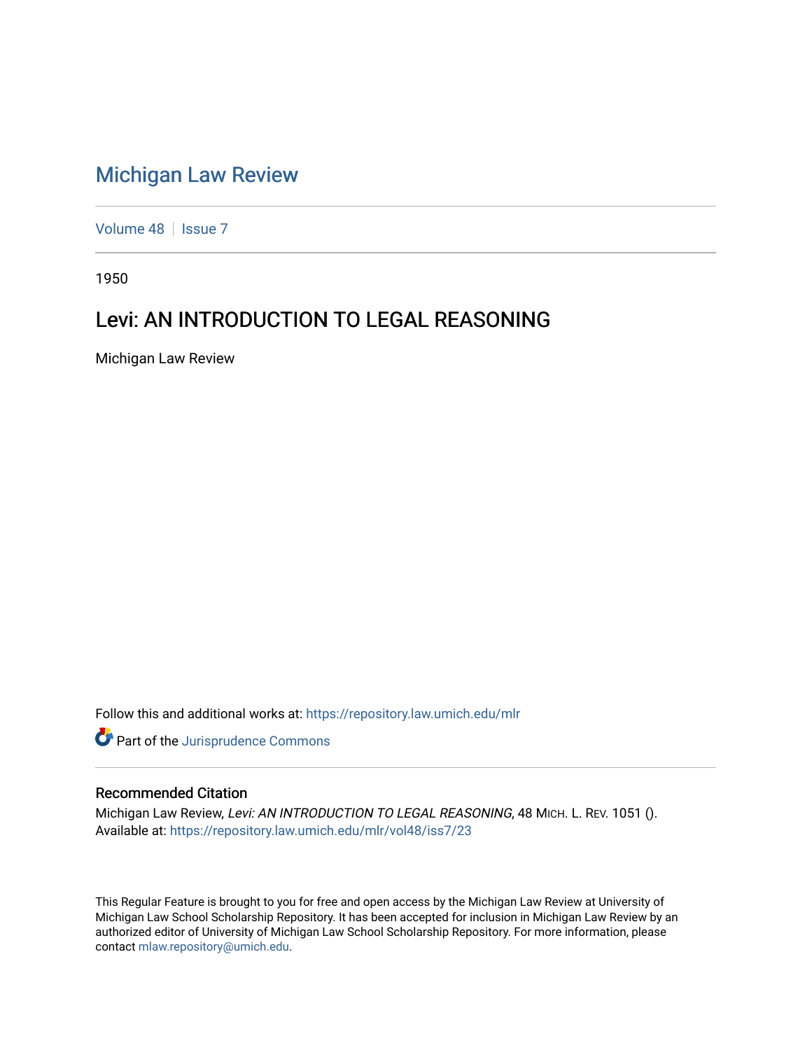# Michigan Law Review

Volume 48 | Issue 7

1950

## Levi: AN INTRODUCTION TO LEGAL REASONING

Michigan Law Review

Follow this and additional works at: https://repository.law.umich.edu/mlr

Part of the Jurisprudence Commons

### Recommended Citation

Michigan Law Review, *Levi: AN INTRODUCTION TO LEGAL REASONING*, 48 MICH. L. REV. 1051 ().
Available at: https://repository.law.umich.edu/mlr/vol48/iss7/23

This Regular Feature is brought to you for free and open access by the Michigan Law Review at University of Michigan Law School Scholarship Repository. It has been accepted for inclusion in Michigan Law Review by an authorized editor of University of Michigan Law School Scholarship Repository. For more information, please contact mlaw.repository@umich.edu.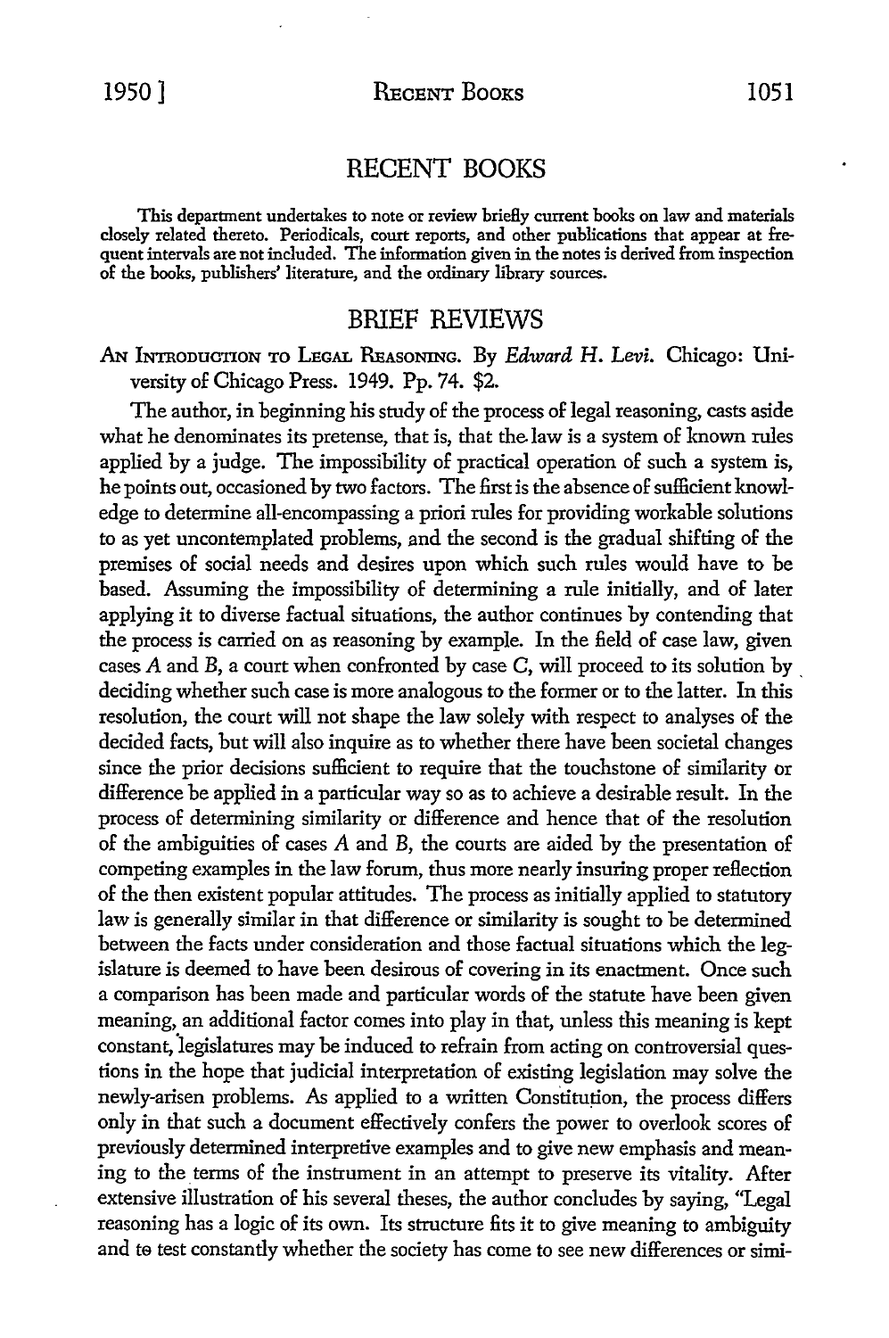# RECENT BOOKS

This department undertakes to note or review briefly current books on law and materials closely related thereto. Periodicals, court reports, and other publications that appear at frequent intervals are not included. The information given in the notes is derived from inspection of the books, publishers' literature, and the ordinary library sources.

## BRIEF REVIEWS

AN INTRODUCTION TO LEGAL REASONING. By *Edward H. Levi.* Chicago: University of Chicago Press. 1949. Pp. 74. $2.

The author, in beginning his study of the process of legal reasoning, casts aside what he denominates its pretense, that is, that the law is a system of known rules applied by a judge. The impossibility of practical operation of such a system is, he points out, occasioned by two factors. The first is the absence of sufficient knowledge to determine all-encompassing a priori rules for providing workable solutions to as yet uncontemplated problems, and the second is the gradual shifting of the premises of social needs and desires upon which such rules would have to be based. Assuming the impossibility of determining a rule initially, and of later applying it to diverse factual situations, the author continues by contending that the process is carried on as reasoning by example. In the field of case law, given cases *A* and *B*, a court when confronted by case *C*, will proceed to its solution by deciding whether such case is more analogous to the former or to the latter. In this resolution, the court will not shape the law solely with respect to analyses of the decided facts, but will also inquire as to whether there have been societal changes since the prior decisions sufficient to require that the touchstone of similarity or difference be applied in a particular way so as to achieve a desirable result. In the process of determining similarity or difference and hence that of the resolution of the ambiguities of cases *A* and *B*, the courts are aided by the presentation of competing examples in the law forum, thus more nearly insuring proper reflection of the then existent popular attitudes. The process as initially applied to statutory law is generally similar in that difference or similarity is sought to be determined between the facts under consideration and those factual situations which the legislature is deemed to have been desirous of covering in its enactment. Once such a comparison has been made and particular words of the statute have been given meaning, an additional factor comes into play in that, unless this meaning is kept constant, legislatures may be induced to refrain from acting on controversial questions in the hope that judicial interpretation of existing legislation may solve the newly-arisen problems. As applied to a written Constitution, the process differs only in that such a document effectively confers the power to overlook scores of previously determined interpretive examples and to give new emphasis and meaning to the terms of the instrument in an attempt to preserve its vitality. After extensive illustration of his several theses, the author concludes by saying, "Legal reasoning has a logic of its own. Its structure fits it to give meaning to ambiguity and to test constantly whether the society has come to see new differences or simi-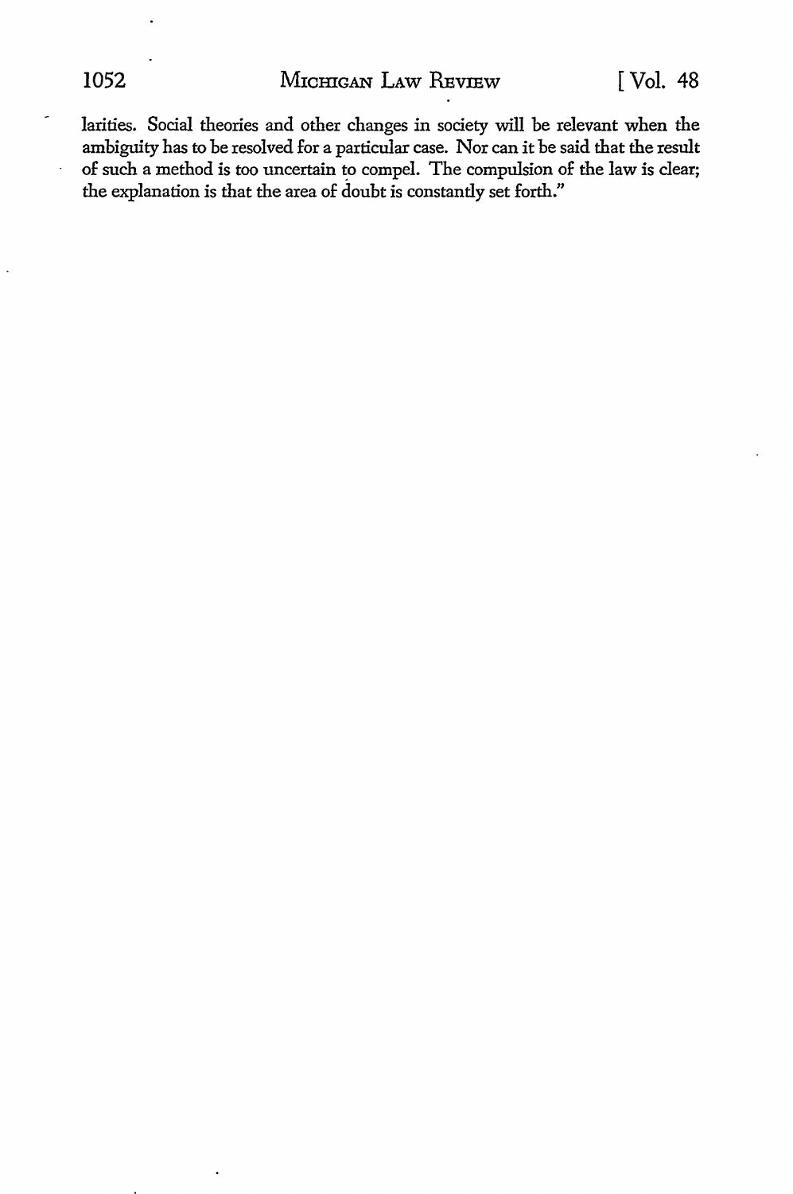larities. Social theories and other changes in society will be relevant when the ambiguity has to be resolved for a particular case. Nor can it be said that the result of such a method is too uncertain to compel. The compulsion of the law is clear; the explanation is that the area of doubt is constantly set forth."